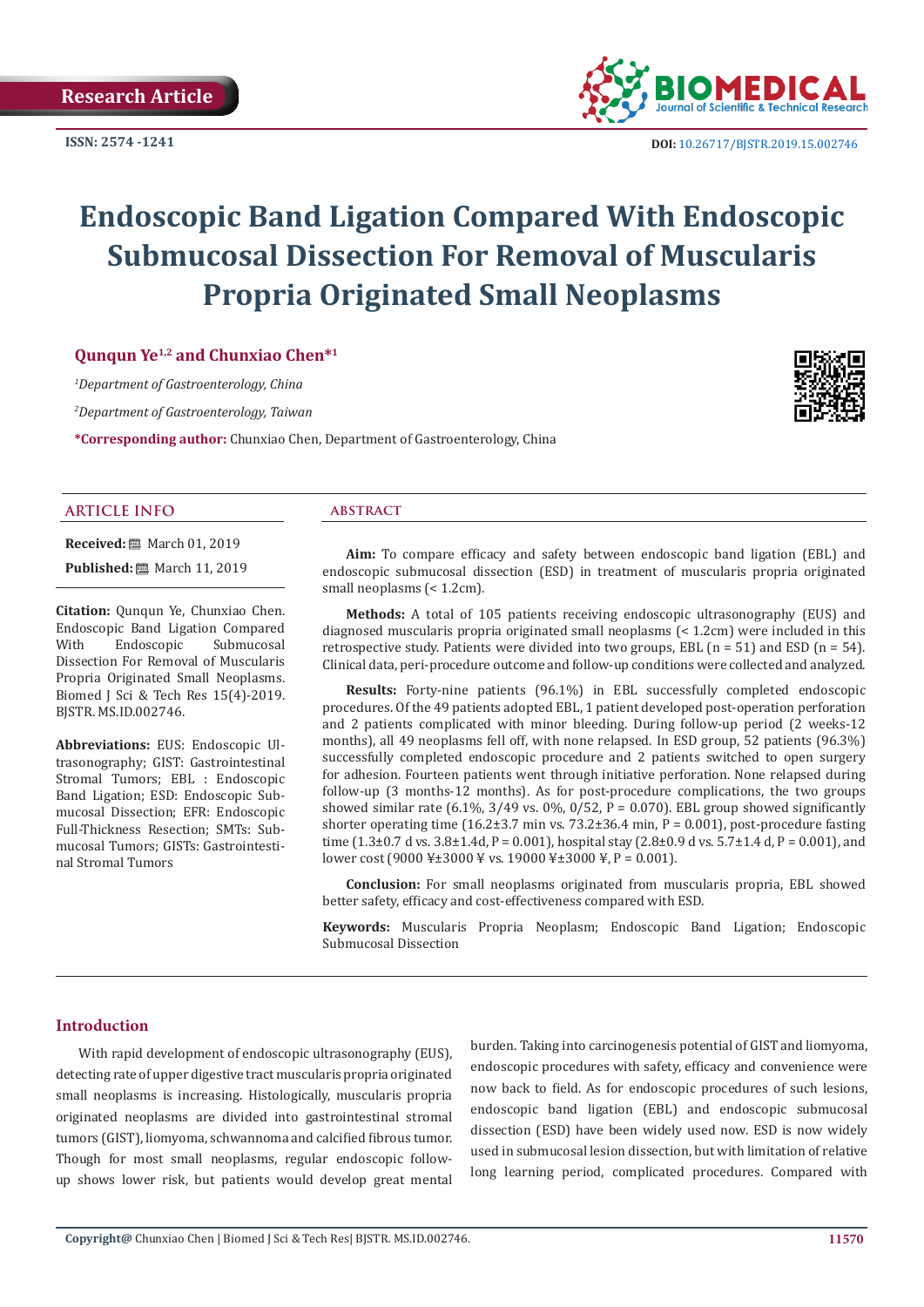Research Article

ISSN: 2574 -1241

DOI: 10.26717/BJSTR.2019.15.002746

# Endoscopic Band Ligation Compared With Endoscopic Submucosal Dissection For Removal of Muscularis Propria Originated Small Neoplasms

**Qunqun Ye[1,2] and Chunxiao Chen*[1]**

[1]*Department of Gastroenterology, China*

[2]*Department of Gastroenterology, Taiwan*

***Corresponding author:** Chunxiao Chen, Department of Gastroenterology, China

## ARTICLE INFO

**Received:** March 01, 2019

**Published:** March 11, 2019

**Citation:** Qunqun Ye, Chunxiao Chen. Endoscopic Band Ligation Compared With Endoscopic Submucosal Dissection For Removal of Muscularis Propria Originated Small Neoplasms. Biomed J Sci & Tech Res 15(4)-2019. BJSTR. MS.ID.002746.

**Abbreviations:** EUS: Endoscopic Ultrasonography; GIST: Gastrointestinal Stromal Tumors; EBL : Endoscopic Band Ligation; ESD: Endoscopic Submucosal Dissection; EFR: Endoscopic Full-Thickness Resection; SMTs: Submucosal Tumors; GISTs: Gastrointestinal Stromal Tumors

## ABSTRACT

**Aim:** To compare efficacy and safety between endoscopic band ligation (EBL) and endoscopic submucosal dissection (ESD) in treatment of muscularis propria originated small neoplasms (< 1.2cm).

**Methods:** A total of 105 patients receiving endoscopic ultrasonography (EUS) and diagnosed muscularis propria originated small neoplasms (< 1.2cm) were included in this retrospective study. Patients were divided into two groups, EBL (n = 51) and ESD (n = 54). Clinical data, peri-procedure outcome and follow-up conditions were collected and analyzed.

**Results:** Forty-nine patients (96.1%) in EBL successfully completed endoscopic procedures. Of the 49 patients adopted EBL, 1 patient developed post-operation perforation and 2 patients complicated with minor bleeding. During follow-up period (2 weeks-12 months), all 49 neoplasms fell off, with none relapsed. In ESD group, 52 patients (96.3%) successfully completed endoscopic procedure and 2 patients switched to open surgery for adhesion. Fourteen patients went through initiative perforation. None relapsed during follow-up (3 months-12 months). As for post-procedure complications, the two groups showed similar rate (6.1%, 3/49 vs. 0%, 0/52, P = 0.070). EBL group showed significantly shorter operating time (16.2±3.7 min vs. 73.2±36.4 min, P = 0.001), post-procedure fasting time (1.3±0.7 d vs. 3.8±1.4d, P = 0.001), hospital stay (2.8±0.9 d vs. 5.7±1.4 d, P = 0.001), and lower cost (9000 ¥±3000 ¥ vs. 19000 ¥±3000 ¥, P = 0.001).

**Conclusion:** For small neoplasms originated from muscularis propria, EBL showed better safety, efficacy and cost-effectiveness compared with ESD.

**Keywords:** Muscularis Propria Neoplasm; Endoscopic Band Ligation; Endoscopic Submucosal Dissection

## Introduction

With rapid development of endoscopic ultrasonography (EUS), detecting rate of upper digestive tract muscularis propria originated small neoplasms is increasing. Histologically, muscularis propria originated neoplasms are divided into gastrointestinal stromal tumors (GIST), liomyoma, schwannoma and calcified fibrous tumor. Though for most small neoplasms, regular endoscopic follow-up shows lower risk, but patients would develop great mental burden. Taking into carcinogenesis potential of GIST and liomyoma, endoscopic procedures with safety, efficacy and convenience were now back to field. As for endoscopic procedures of such lesions, endoscopic band ligation (EBL) and endoscopic submucosal dissection (ESD) have been widely used now. ESD is now widely used in submucosal lesion dissection, but with limitation of relative long learning period, complicated procedures. Compared with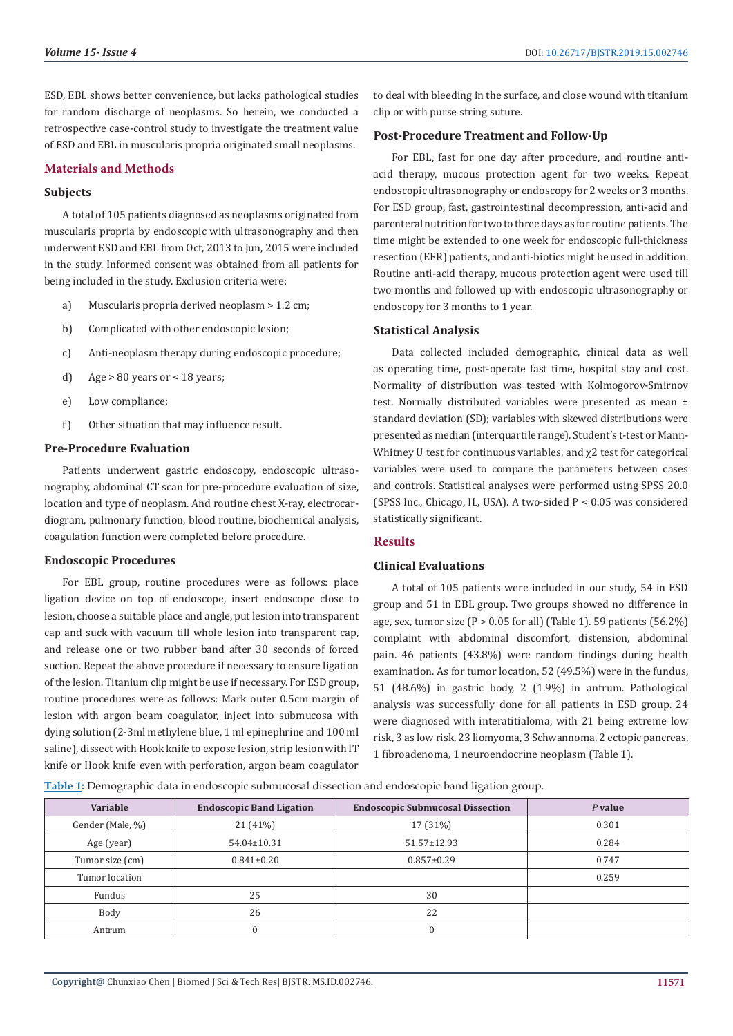ESD, EBL shows better convenience, but lacks pathological studies for random discharge of neoplasms. So herein, we conducted a retrospective case-control study to investigate the treatment value of ESD and EBL in muscularis propria originated small neoplasms.

## Materials and Methods

### Subjects

A total of 105 patients diagnosed as neoplasms originated from muscularis propria by endoscopic with ultrasonography and then underwent ESD and EBL from Oct, 2013 to Jun, 2015 were included in the study. Informed consent was obtained from all patients for being included in the study. Exclusion criteria were:

a) Muscularis propria derived neoplasm > 1.2 cm;

b) Complicated with other endoscopic lesion;

c) Anti-neoplasm therapy during endoscopic procedure;

d) Age > 80 years or < 18 years;

e) Low compliance;

f) Other situation that may influence result.

### Pre-Procedure Evaluation

Patients underwent gastric endoscopy, endoscopic ultrasonography, abdominal CT scan for pre-procedure evaluation of size, location and type of neoplasm. And routine chest X-ray, electrocardiogram, pulmonary function, blood routine, biochemical analysis, coagulation function were completed before procedure.

### Endoscopic Procedures

For EBL group, routine procedures were as follows: place ligation device on top of endoscope, insert endoscope close to lesion, choose a suitable place and angle, put lesion into transparent cap and suck with vacuum till whole lesion into transparent cap, and release one or two rubber band after 30 seconds of forced suction. Repeat the above procedure if necessary to ensure ligation of the lesion. Titanium clip might be use if necessary. For ESD group, routine procedures were as follows: Mark outer 0.5cm margin of lesion with argon beam coagulator, inject into submucosa with dying solution (2-3ml methylene blue, 1 ml epinephrine and 100 ml saline), dissect with Hook knife to expose lesion, strip lesion with IT knife or Hook knife even with perforation, argon beam coagulator to deal with bleeding in the surface, and close wound with titanium clip or with purse string suture.

### Post-Procedure Treatment and Follow-Up

For EBL, fast for one day after procedure, and routine anti-acid therapy, mucous protection agent for two weeks. Repeat endoscopic ultrasonography or endoscopy for 2 weeks or 3 months. For ESD group, fast, gastrointestinal decompression, anti-acid and parenteral nutrition for two to three days as for routine patients. The time might be extended to one week for endoscopic full-thickness resection (EFR) patients, and anti-biotics might be used in addition. Routine anti-acid therapy, mucous protection agent were used till two months and followed up with endoscopic ultrasonography or endoscopy for 3 months to 1 year.

### Statistical Analysis

Data collected included demographic, clinical data as well as operating time, post-operate fast time, hospital stay and cost. Normality of distribution was tested with Kolmogorov-Smirnov test. Normally distributed variables were presented as mean ± standard deviation (SD); variables with skewed distributions were presented as median (interquartile range). Student's t-test or Mann-Whitney U test for continuous variables, and $\chi^2$ test for categorical variables were used to compare the parameters between cases and controls. Statistical analyses were performed using SPSS 20.0 (SPSS Inc., Chicago, IL, USA). A two-sided $P < 0.05$ was considered statistically significant.

## Results

### Clinical Evaluations

A total of 105 patients were included in our study, 54 in ESD group and 51 in EBL group. Two groups showed no difference in age, sex, tumor size ($P > 0.05$ for all) (Table 1). 59 patients (56.2%) complaint with abdominal discomfort, distension, abdominal pain. 46 patients (43.8%) were random findings during health examination. As for tumor location, 52 (49.5%) were in the fundus, 51 (48.6%) in gastric body, 2 (1.9%) in antrum. Pathological analysis was successfully done for all patients in ESD group. 24 were diagnosed with interatitialoma, with 21 being extreme low risk, 3 as low risk, 23 liomyoma, 3 Schwannoma, 2 ectopic pancreas, 1 fibroadenoma, 1 neuroendocrine neoplasm (Table 1).

**Table 1:** Demographic data in endoscopic submucosal dissection and endoscopic band ligation group.

| Variable | Endoscopic Band Ligation | Endoscopic Submucosal Dissection | *P* value |
|---|---|---|---|
| Gender (Male, %) | 21 (41%) | 17 (31%) | 0.301 |
| Age (year) | 54.04±10.31 | 51.57±12.93 | 0.284 |
| Tumor size (cm) | 0.841±0.20 | 0.857±0.29 | 0.747 |
| Tumor location | | | 0.259 |
| Fundus | 25 | 30 | |
| Body | 26 | 22 | |
| Antrum | 0 | 0 | |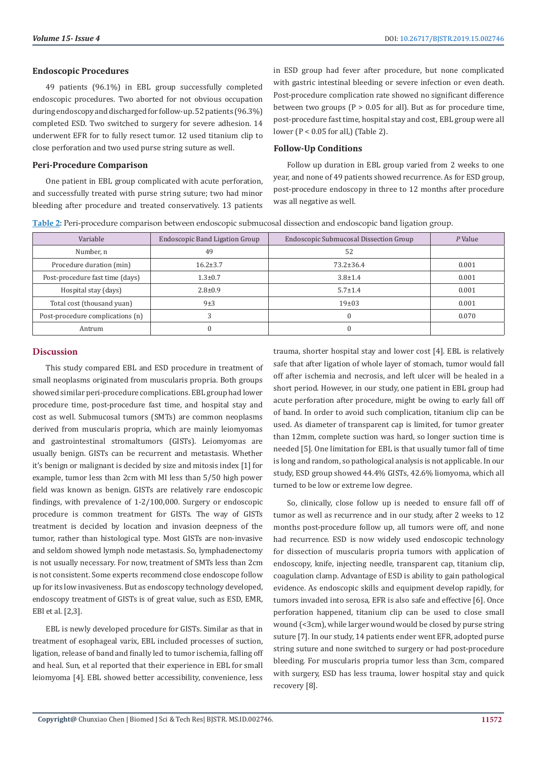### Endoscopic Procedures

49 patients (96.1%) in EBL group successfully completed endoscopic procedures. Two aborted for not obvious occupation during endoscopy and discharged for follow-up. 52 patients (96.3%) completed ESD. Two switched to surgery for severe adhesion. 14 underwent EFR for to fully resect tumor. 12 used titanium clip to close perforation and two used purse string suture as well.

### Peri-Procedure Comparison

One patient in EBL group complicated with acute perforation, and successfully treated with purse string suture; two had minor bleeding after procedure and treated conservatively. 13 patients in ESD group had fever after procedure, but none complicated with gastric intestinal bleeding or severe infection or even death. Post-procedure complication rate showed no significant difference between two groups ($P > 0.05$ for all). But as for procedure time, post-procedure fast time, hospital stay and cost, EBL group were all lower ($P < 0.05$ for all,) (Table 2).

### Follow-Up Conditions

Follow up duration in EBL group varied from 2 weeks to one year, and none of 49 patients showed recurrence. As for ESD group, post-procedure endoscopy in three to 12 months after procedure was all negative as well.

**Table 2:** Peri-procedure comparison between endoscopic submucosal dissection and endoscopic band ligation group.

| Variable | Endoscopic Band Ligation Group | Endoscopic Submucosal Dissection Group | *P* Value |
|---|---|---|---|
| Number, n | 49 | 52 | |
| Procedure duration (min) | 16.2±3.7 | 73.2±36.4 | 0.001 |
| Post-procedure fast time (days) | 1.3±0.7 | 3.8±1.4 | 0.001 |
| Hospital stay (days) | 2.8±0.9 | 5.7±1.4 | 0.001 |
| Total cost (thousand yuan) | 9±3 | 19±03 | 0.001 |
| Post-procedure complications (n) | 3 | 0 | 0.070 |
| Antrum | 0 | 0 | |

## Discussion

This study compared EBL and ESD procedure in treatment of small neoplasms originated from muscularis propria. Both groups showed similar peri-procedure complications. EBL group had lower procedure time, post-procedure fast time, and hospital stay and cost as well. Submucosal tumors (SMTs) are common neoplasms derived from muscularis propria, which are mainly leiomyomas and gastrointestinal stromaltumors (GISTs). Leiomyomas are usually benign. GISTs can be recurrent and metastasis. Whether it's benign or malignant is decided by size and mitosis index [1] for example, tumor less than 2cm with MI less than 5/50 high power field was known as benign. GISTs are relatively rare endoscopic findings, with prevalence of 1-2/100,000. Surgery or endoscopic procedure is common treatment for GISTs. The way of GISTs treatment is decided by location and invasion deepness of the tumor, rather than histological type. Most GISTs are non-invasive and seldom showed lymph node metastasis. So, lymphadenectomy is not usually necessary. For now, treatment of SMTs less than 2cm is not consistent. Some experts recommend close endoscope follow up for its low invasiveness. But as endoscopy technology developed, endoscopy treatment of GISTs is of great value, such as ESD, EMR, EBl et al. [2,3].

EBL is newly developed procedure for GISTs. Similar as that in treatment of esophageal varix, EBL included processes of suction, ligation, release of band and finally led to tumor ischemia, falling off and heal. Sun, et al reported that their experience in EBL for small leiomyoma [4]. EBL showed better accessibility, convenience, less trauma, shorter hospital stay and lower cost [4]. EBL is relatively safe that after ligation of whole layer of stomach, tumor would fall off after ischemia and necrosis, and left ulcer will be healed in a short period. However, in our study, one patient in EBL group had acute perforation after procedure, might be owing to early fall off of band. In order to avoid such complication, titanium clip can be used. As diameter of transparent cap is limited, for tumor greater than 12mm, complete suction was hard, so longer suction time is needed [5]. One limitation for EBL is that usually tumor fall of time is long and random, so pathological analysis is not applicable. In our study, ESD group showed 44.4% GISTs, 42.6% liomyoma, which all turned to be low or extreme low degree.

So, clinically, close follow up is needed to ensure fall off of tumor as well as recurrence and in our study, after 2 weeks to 12 months post-procedure follow up, all tumors were off, and none had recurrence. ESD is now widely used endoscopic technology for dissection of muscularis propria tumors with application of endoscopy, knife, injecting needle, transparent cap, titanium clip, coagulation clamp. Advantage of ESD is ability to gain pathological evidence. As endoscopic skills and equipment develop rapidly, for tumors invaded into serosa, EFR is also safe and effective [6]. Once perforation happened, titanium clip can be used to close small wound (<3cm), while larger wound would be closed by purse string suture [7]. In our study, 14 patients ender went EFR, adopted purse string suture and none switched to surgery or had post-procedure bleeding. For muscularis propria tumor less than 3cm, compared with surgery, ESD has less trauma, lower hospital stay and quick recovery [8].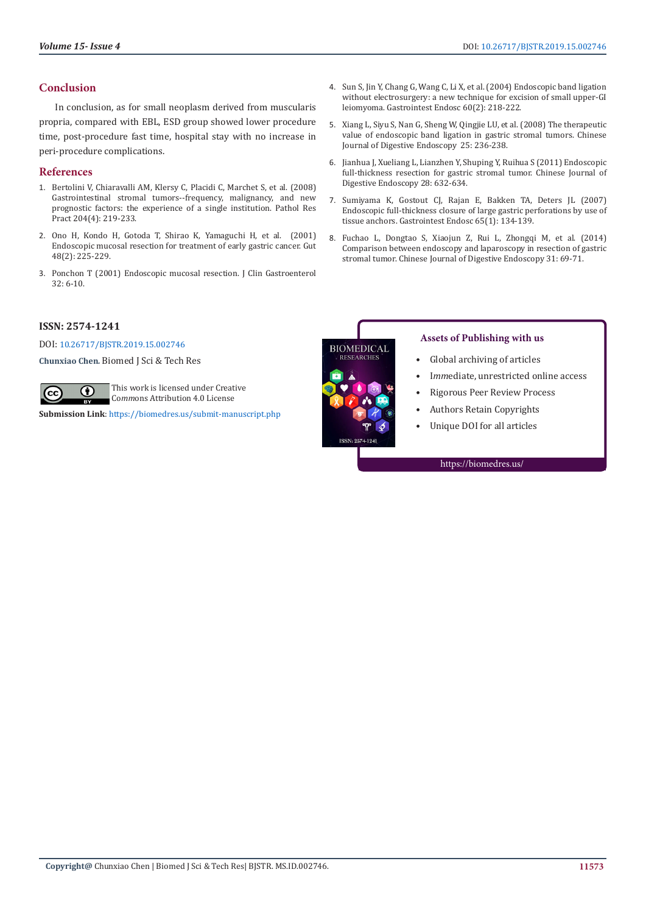## Conclusion

In conclusion, as for small neoplasm derived from muscularis propria, compared with EBL, ESD group showed lower procedure time, post-procedure fast time, hospital stay with no increase in peri-procedure complications.

## References

1. Bertolini V, Chiaravalli AM, Klersy C, Placidi C, Marchet S, et al. (2008) Gastrointestinal stromal tumors--frequency, malignancy, and new prognostic factors: the experience of a single institution. Pathol Res Pract 204(4): 219-233.
2. Ono H, Kondo H, Gotoda T, Shirao K, Yamaguchi H, et al. (2001) Endoscopic mucosal resection for treatment of early gastric cancer. Gut 48(2): 225-229.
3. Ponchon T (2001) Endoscopic mucosal resection. J Clin Gastroenterol 32: 6-10.
4. Sun S, Jin Y, Chang G, Wang C, Li X, et al. (2004) Endoscopic band ligation without electrosurgery: a new technique for excision of small upper-GI leiomyoma. Gastrointest Endosc 60(2): 218-222.
5. Xiang L, Siyu S, Nan G, Sheng W, Qingjie LU, et al. (2008) The therapeutic value of endoscopic band ligation in gastric stromal tumors. Chinese Journal of Digestive Endoscopy 25: 236-238.
6. Jianhua J, Xueliang L, Lianzhen Y, Shuping Y, Ruihua S (2011) Endoscopic full-thickness resection for gastric stromal tumor. Chinese Journal of Digestive Endoscopy 28: 632-634.
7. Sumiyama K, Gostout CJ, Rajan E, Bakken TA, Deters JL (2007) Endoscopic full-thickness closure of large gastric perforations by use of tissue anchors. Gastrointest Endosc 65(1): 134-139.
8. Fuchao L, Dongtao S, Xiaojun Z, Rui L, Zhongqi M, et al. (2014) Comparison between endoscopy and laparoscopy in resection of gastric stromal tumor. Chinese Journal of Digestive Endoscopy 31: 69-71.

**ISSN: 2574-1241**

DOI: 10.26717/BJSTR.2019.15.002746

**Chunxiao Chen**. Biomed J Sci & Tech Res

This work is licensed under Creative Commons Attribution 4.0 License

**Submission Link**: https://biomedres.us/submit-manuscript.php

**Assets of Publishing with us**

- Global archiving of articles
- Immediate, unrestricted online access
- Rigorous Peer Review Process
- Authors Retain Copyrights
- Unique DOI for all articles

https://biomedres.us/